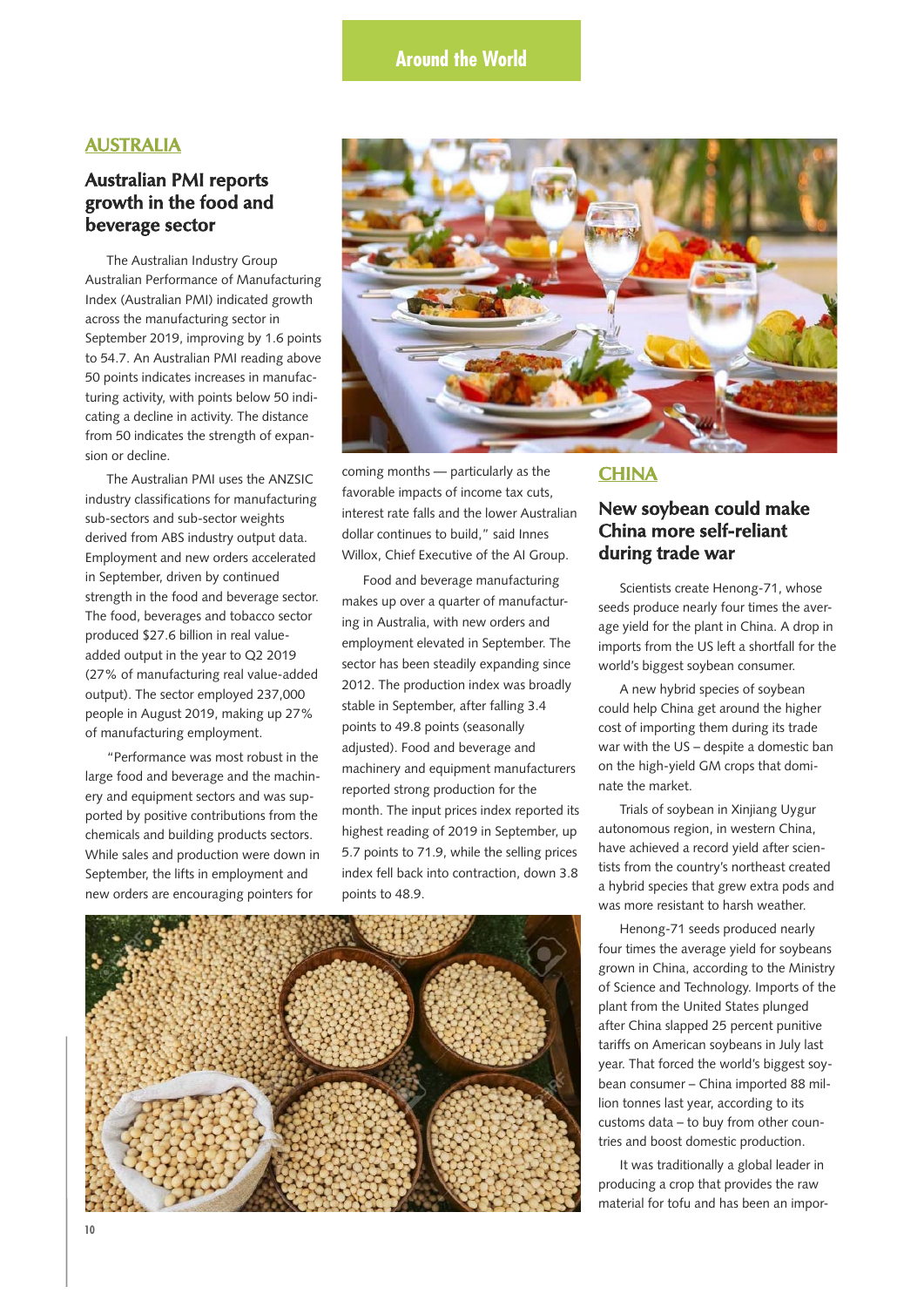# Around the World

## AUSTRALIA

### Australian PMI reports growth in the food and beverage sector

The Australian Industry Group Australian Performance of Manufacturing Index (Australian PMI) indicated growth across the manufacturing sector in September 2019, improving by 1.6 points to 54.7. An Australian PMI reading above 50 points indicates increases in manufacturing activity, with points below 50 indicating a decline in activity. The distance from 50 indicates the strength of expansion or decline.

The Australian PMI uses the ANZSIC industry classifications for manufacturing sub-sectors and sub-sector weights derived from ABS industry output data. Employment and new orders accelerated in September, driven by continued strength in the food and beverage sector. The food, beverages and tobacco sector produced $27.6 billion in real value-added output in the year to Q2 2019 (27% of manufacturing real value-added output). The sector employed 237,000 people in August 2019, making up 27% of manufacturing employment.

"Performance was most robust in the large food and beverage and the machinery and equipment sectors and was supported by positive contributions from the chemicals and building products sectors. While sales and production were down in September, the lifts in employment and new orders are encouraging pointers for coming months — particularly as the favorable impacts of income tax cuts, interest rate falls and the lower Australian dollar continues to build," said Innes Willox, Chief Executive of the AI Group.

Food and beverage manufacturing makes up over a quarter of manufacturing in Australia, with new orders and employment elevated in September. The sector has been steadily expanding since 2012. The production index was broadly stable in September, after falling 3.4 points to 49.8 points (seasonally adjusted). Food and beverage and machinery and equipment manufacturers reported strong production for the month. The input prices index reported its highest reading of 2019 in September, up 5.7 points to 71.9, while the selling prices index fell back into contraction, down 3.8 points to 48.9.

## CHINA

### New soybean could make China more self-reliant during trade war

Scientists create Henong-71, whose seeds produce nearly four times the average yield for the plant in China. A drop in imports from the US left a shortfall for the world's biggest soybean consumer.

A new hybrid species of soybean could help China get around the higher cost of importing them during its trade war with the US – despite a domestic ban on the high-yield GM crops that dominate the market.

Trials of soybean in Xinjiang Uygur autonomous region, in western China, have achieved a record yield after scientists from the country's northeast created a hybrid species that grew extra pods and was more resistant to harsh weather.

Henong-71 seeds produced nearly four times the average yield for soybeans grown in China, according to the Ministry of Science and Technology. Imports of the plant from the United States plunged after China slapped 25 percent punitive tariffs on American soybeans in July last year. That forced the world's biggest soybean consumer – China imported 88 million tonnes last year, according to its customs data – to buy from other countries and boost domestic production.

It was traditionally a global leader in producing a crop that provides the raw material for tofu and has been an impor-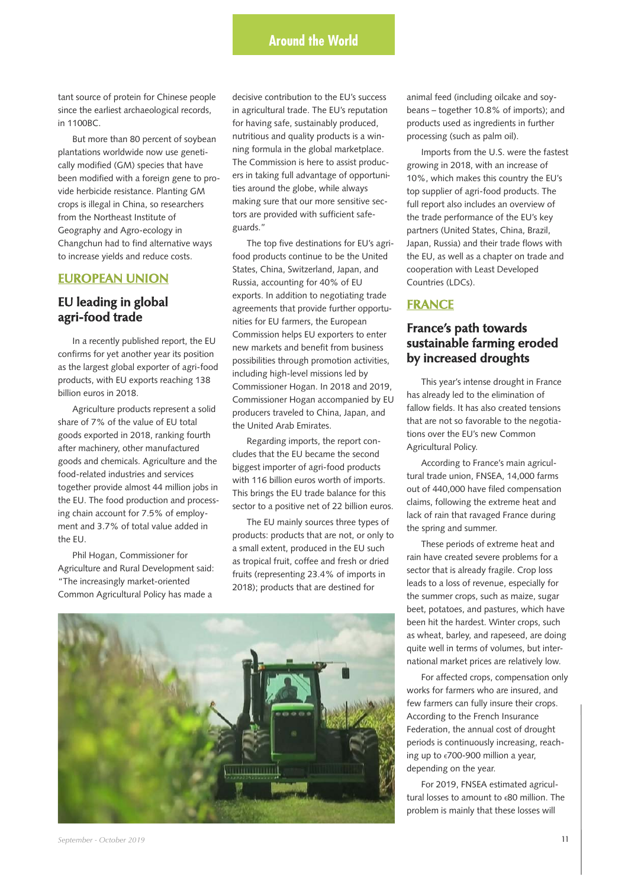tant source of protein for Chinese people since the earliest archaeological records, in 1100BC.

But more than 80 percent of soybean plantations worldwide now use genetically modified (GM) species that have been modified with a foreign gene to provide herbicide resistance. Planting GM crops is illegal in China, so researchers from the Northeast Institute of Geography and Agro-ecology in Changchun had to find alternative ways to increase yields and reduce costs.

## EUROPEAN UNION

### EU leading in global agri-food trade

In a recently published report, the EU confirms for yet another year its position as the largest global exporter of agri-food products, with EU exports reaching 138 billion euros in 2018.

Agriculture products represent a solid share of 7% of the value of EU total goods exported in 2018, ranking fourth after machinery, other manufactured goods and chemicals. Agriculture and the food-related industries and services together provide almost 44 million jobs in the EU. The food production and processing chain account for 7.5% of employment and 3.7% of total value added in the EU.

Phil Hogan, Commissioner for Agriculture and Rural Development said: "The increasingly market-oriented Common Agricultural Policy has made a decisive contribution to the EU's success in agricultural trade. The EU's reputation for having safe, sustainably produced, nutritious and quality products is a winning formula in the global marketplace. The Commission is here to assist producers in taking full advantage of opportunities around the globe, while always making sure that our more sensitive sectors are provided with sufficient safeguards."

The top five destinations for EU's agri-food products continue to be the United States, China, Switzerland, Japan, and Russia, accounting for 40% of EU exports. In addition to negotiating trade agreements that provide further opportunities for EU farmers, the European Commission helps EU exporters to enter new markets and benefit from business possibilities through promotion activities, including high-level missions led by Commissioner Hogan. In 2018 and 2019, Commissioner Hogan accompanied by EU producers traveled to China, Japan, and the United Arab Emirates.

Regarding imports, the report concludes that the EU became the second biggest importer of agri-food products with 116 billion euros worth of imports. This brings the EU trade balance for this sector to a positive net of 22 billion euros.

The EU mainly sources three types of products: products that are not, or only to a small extent, produced in the EU such as tropical fruit, coffee and fresh or dried fruits (representing 23.4% of imports in 2018); products that are destined for animal feed (including oilcake and soybeans – together 10.8% of imports); and products used as ingredients in further processing (such as palm oil).

Imports from the U.S. were the fastest growing in 2018, with an increase of 10%, which makes this country the EU's top supplier of agri-food products. The full report also includes an overview of the trade performance of the EU's key partners (United States, China, Brazil, Japan, Russia) and their trade flows with the EU, as well as a chapter on trade and cooperation with Least Developed Countries (LDCs).

## FRANCE

### France's path towards sustainable farming eroded by increased droughts

This year's intense drought in France has already led to the elimination of fallow fields. It has also created tensions that are not so favorable to the negotiations over the EU's new Common Agricultural Policy.

According to France's main agricultural trade union, FNSEA, 14,000 farms out of 440,000 have filed compensation claims, following the extreme heat and lack of rain that ravaged France during the spring and summer.

These periods of extreme heat and rain have created severe problems for a sector that is already fragile. Crop loss leads to a loss of revenue, especially for the summer crops, such as maize, sugar beet, potatoes, and pastures, which have been hit the hardest. Winter crops, such as wheat, barley, and rapeseed, are doing quite well in terms of volumes, but international market prices are relatively low.

For affected crops, compensation only works for farmers who are insured, and few farmers can fully insure their crops. According to the French Insurance Federation, the annual cost of drought periods is continuously increasing, reaching up to €700-900 million a year, depending on the year.

For 2019, FNSEA estimated agricultural losses to amount to €80 million. The problem is mainly that these losses will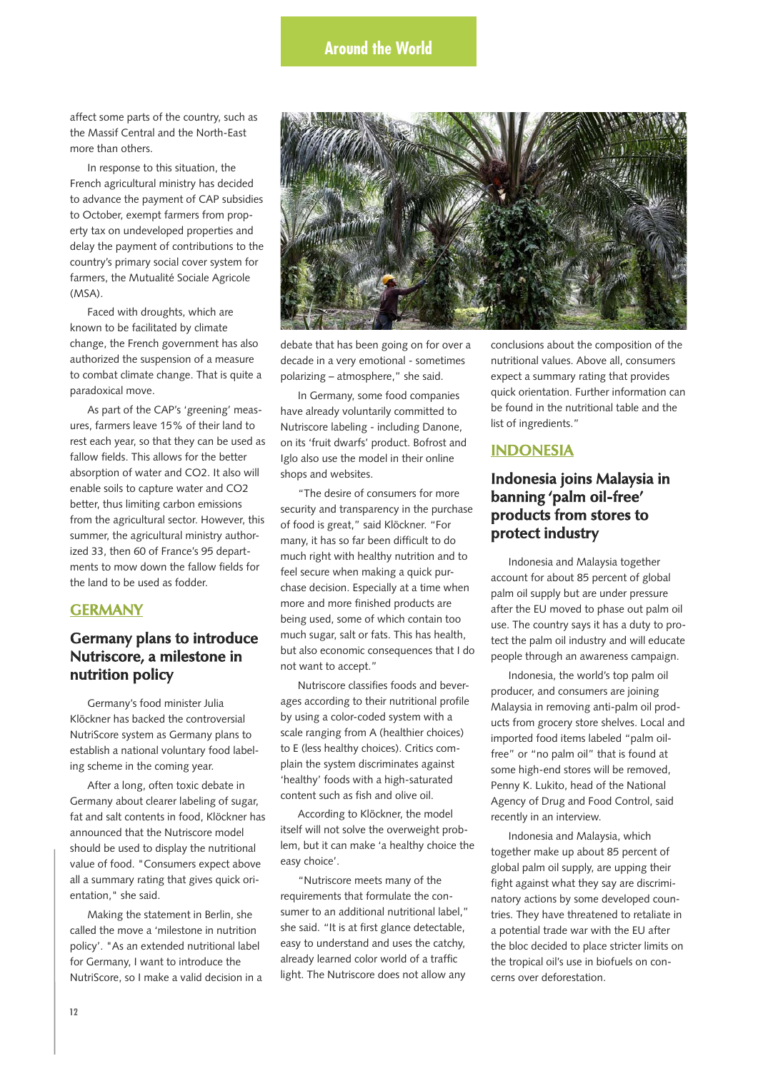affect some parts of the country, such as the Massif Central and the North-East more than others.

In response to this situation, the French agricultural ministry has decided to advance the payment of CAP subsidies to October, exempt farmers from property tax on undeveloped properties and delay the payment of contributions to the country's primary social cover system for farmers, the Mutualité Sociale Agricole (MSA).

Faced with droughts, which are known to be facilitated by climate change, the French government has also authorized the suspension of a measure to combat climate change. That is quite a paradoxical move.

As part of the CAP's 'greening' measures, farmers leave 15% of their land to rest each year, so that they can be used as fallow fields. This allows for the better absorption of water and CO2. It also will enable soils to capture water and CO2 better, thus limiting carbon emissions from the agricultural sector. However, this summer, the agricultural ministry authorized 33, then 60 of France's 95 departments to mow down the fallow fields for the land to be used as fodder.

## GERMANY

### Germany plans to introduce Nutriscore, a milestone in nutrition policy

Germany's food minister Julia Klöckner has backed the controversial NutriScore system as Germany plans to establish a national voluntary food labeling scheme in the coming year.

After a long, often toxic debate in Germany about clearer labeling of sugar, fat and salt contents in food, Klöckner has announced that the Nutriscore model should be used to display the nutritional value of food. "Consumers expect above all a summary rating that gives quick orientation," she said.

Making the statement in Berlin, she called the move a 'milestone in nutrition policy'. "As an extended nutritional label for Germany, I want to introduce the NutriScore, so I make a valid decision in a debate that has been going on for over a decade in a very emotional - sometimes polarizing – atmosphere," she said.

In Germany, some food companies have already voluntarily committed to Nutriscore labeling - including Danone, on its 'fruit dwarfs' product. Bofrost and Iglo also use the model in their online shops and websites.

"The desire of consumers for more security and transparency in the purchase of food is great," said Klöckner. "For many, it has so far been difficult to do much right with healthy nutrition and to feel secure when making a quick purchase decision. Especially at a time when more and more finished products are being used, some of which contain too much sugar, salt or fats. This has health, but also economic consequences that I do not want to accept."

Nutriscore classifies foods and beverages according to their nutritional profile by using a color-coded system with a scale ranging from A (healthier choices) to E (less healthy choices). Critics complain the system discriminates against 'healthy' foods with a high-saturated content such as fish and olive oil.

According to Klöckner, the model itself will not solve the overweight problem, but it can make 'a healthy choice the easy choice'.

"Nutriscore meets many of the requirements that formulate the consumer to an additional nutritional label," she said. "It is at first glance detectable, easy to understand and uses the catchy, already learned color world of a traffic light. The Nutriscore does not allow any conclusions about the composition of the nutritional values. Above all, consumers expect a summary rating that provides quick orientation. Further information can be found in the nutritional table and the list of ingredients."

## INDONESIA

### Indonesia joins Malaysia in banning 'palm oil-free' products from stores to protect industry

Indonesia and Malaysia together account for about 85 percent of global palm oil supply but are under pressure after the EU moved to phase out palm oil use. The country says it has a duty to protect the palm oil industry and will educate people through an awareness campaign.

Indonesia, the world's top palm oil producer, and consumers are joining Malaysia in removing anti-palm oil products from grocery store shelves. Local and imported food items labeled "palm oil-free" or "no palm oil" that is found at some high-end stores will be removed, Penny K. Lukito, head of the National Agency of Drug and Food Control, said recently in an interview.

Indonesia and Malaysia, which together make up about 85 percent of global palm oil supply, are upping their fight against what they say are discriminatory actions by some developed countries. They have threatened to retaliate in a potential trade war with the EU after the bloc decided to place stricter limits on the tropical oil's use in biofuels on concerns over deforestation.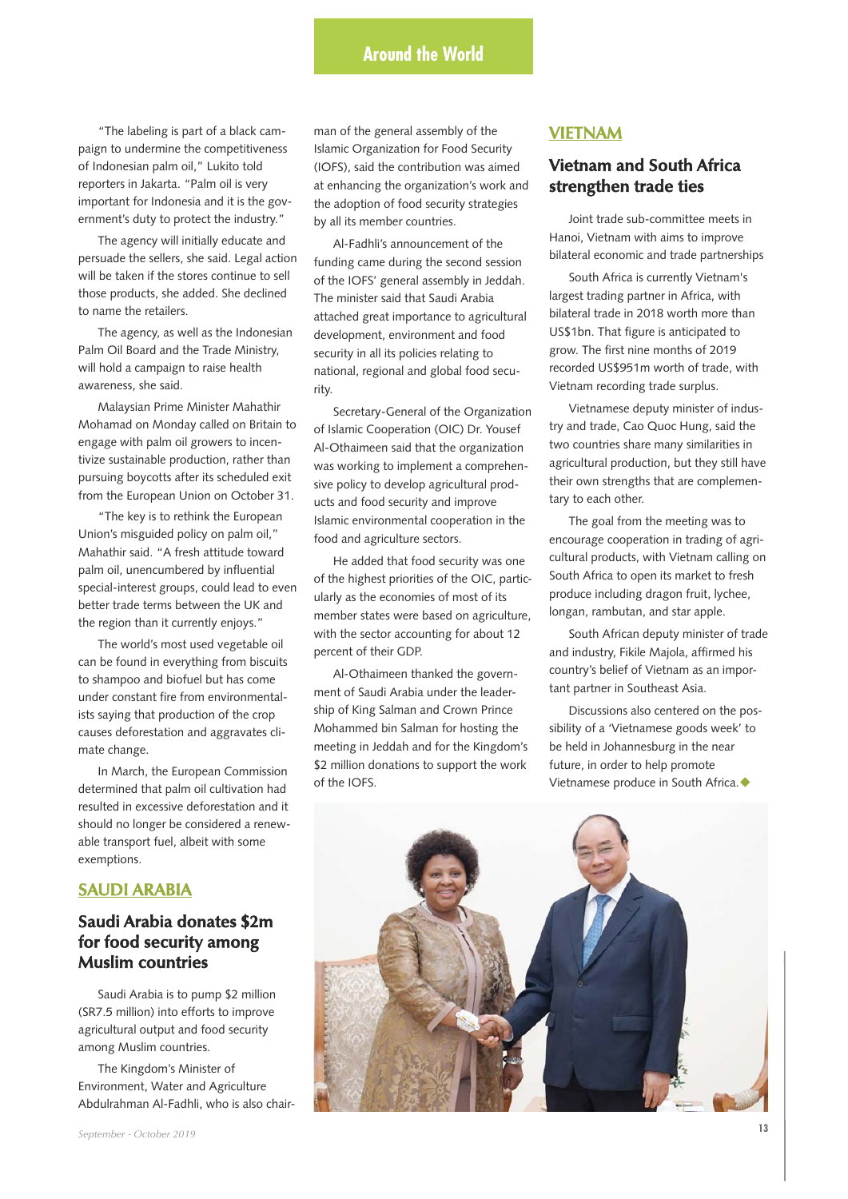"The labeling is part of a black campaign to undermine the competitiveness of Indonesian palm oil," Lukito told reporters in Jakarta. "Palm oil is very important for Indonesia and it is the government's duty to protect the industry."

The agency will initially educate and persuade the sellers, she said. Legal action will be taken if the stores continue to sell those products, she added. She declined to name the retailers.

The agency, as well as the Indonesian Palm Oil Board and the Trade Ministry, will hold a campaign to raise health awareness, she said.

Malaysian Prime Minister Mahathir Mohamad on Monday called on Britain to engage with palm oil growers to incentivize sustainable production, rather than pursuing boycotts after its scheduled exit from the European Union on October 31.

"The key is to rethink the European Union's misguided policy on palm oil," Mahathir said. "A fresh attitude toward palm oil, unencumbered by influential special-interest groups, could lead to even better trade terms between the UK and the region than it currently enjoys."

The world's most used vegetable oil can be found in everything from biscuits to shampoo and biofuel but has come under constant fire from environmentalists saying that production of the crop causes deforestation and aggravates climate change.

In March, the European Commission determined that palm oil cultivation had resulted in excessive deforestation and it should no longer be considered a renewable transport fuel, albeit with some exemptions.

## SAUDI ARABIA

### Saudi Arabia donates $2m for food security among Muslim countries

Saudi Arabia is to pump $2 million (SR7.5 million) into efforts to improve agricultural output and food security among Muslim countries.

The Kingdom's Minister of Environment, Water and Agriculture Abdulrahman Al-Fadhli, who is also chairman of the general assembly of the Islamic Organization for Food Security (IOFS), said the contribution was aimed at enhancing the organization's work and the adoption of food security strategies by all its member countries.

Al-Fadhli's announcement of the funding came during the second session of the IOFS' general assembly in Jeddah. The minister said that Saudi Arabia attached great importance to agricultural development, environment and food security in all its policies relating to national, regional and global food security.

Secretary-General of the Organization of Islamic Cooperation (OIC) Dr. Yousef Al-Othaimeen said that the organization was working to implement a comprehensive policy to develop agricultural products and food security and improve Islamic environmental cooperation in the food and agriculture sectors.

He added that food security was one of the highest priorities of the OIC, particularly as the economies of most of its member states were based on agriculture, with the sector accounting for about 12 percent of their GDP.

Al-Othaimeen thanked the government of Saudi Arabia under the leadership of King Salman and Crown Prince Mohammed bin Salman for hosting the meeting in Jeddah and for the Kingdom's $2 million donations to support the work of the IOFS.

## VIETNAM

### Vietnam and South Africa strengthen trade ties

Joint trade sub-committee meets in Hanoi, Vietnam with aims to improve bilateral economic and trade partnerships

South Africa is currently Vietnam's largest trading partner in Africa, with bilateral trade in 2018 worth more than US$1bn. That figure is anticipated to grow. The first nine months of 2019 recorded US$951m worth of trade, with Vietnam recording trade surplus.

Vietnamese deputy minister of industry and trade, Cao Quoc Hung, said the two countries share many similarities in agricultural production, but they still have their own strengths that are complementary to each other.

The goal from the meeting was to encourage cooperation in trading of agricultural products, with Vietnam calling on South Africa to open its market to fresh produce including dragon fruit, lychee, longan, rambutan, and star apple.

South African deputy minister of trade and industry, Fikile Majola, affirmed his country's belief of Vietnam as an important partner in Southeast Asia.

Discussions also centered on the possibility of a 'Vietnamese goods week' to be held in Johannesburg in the near future, in order to help promote Vietnamese produce in South Africa.